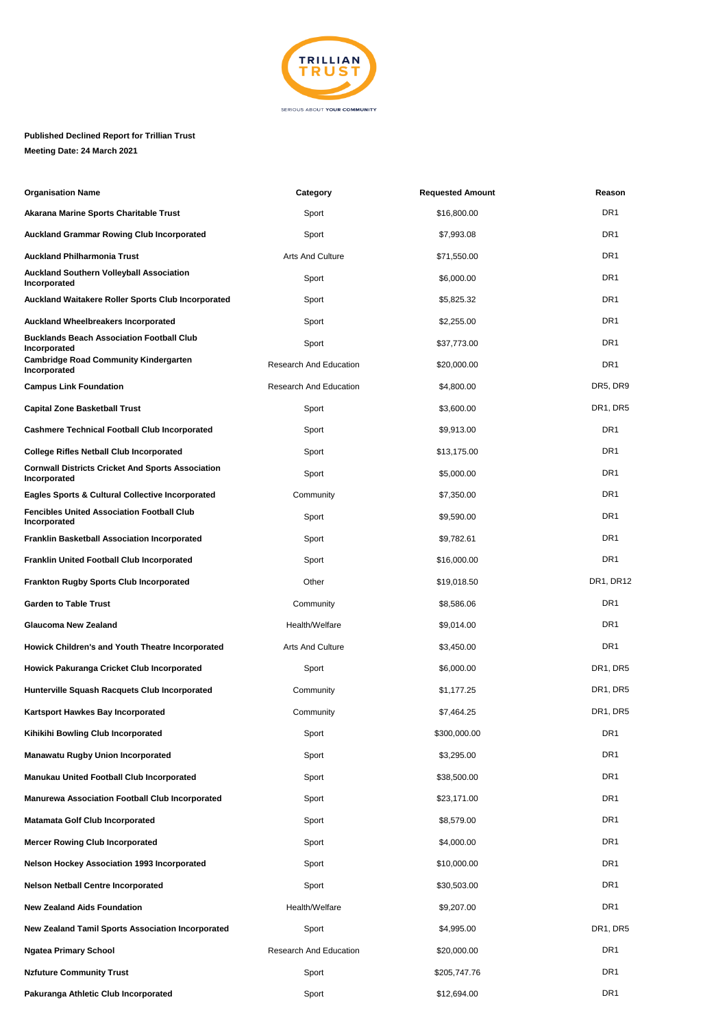**Published Declined Report for Trillian Trust**

**Meeting Date: 24 March 2021**

| Organisation Name | Category | Requested Amount | Reason |
|---|---|---|---|
| **Akarana Marine Sports Charitable Trust** | Sport | $16,800.00 | DR1 |
| **Auckland Grammar Rowing Club Incorporated** | Sport | $7,993.08 | DR1 |
| **Auckland Philharmonia Trust** | Arts And Culture | $71,550.00 | DR1 |
| **Auckland Southern Volleyball Association Incorporated** | Sport | $6,000.00 | DR1 |
| **Auckland Waitakere Roller Sports Club Incorporated** | Sport | $5,825.32 | DR1 |
| **Auckland Wheelbreakers Incorporated** | Sport | $2,255.00 | DR1 |
| **Bucklands Beach Association Football Club Incorporated** | Sport | $37,773.00 | DR1 |
| **Cambridge Road Community Kindergarten Incorporated** | Research And Education | $20,000.00 | DR1 |
| **Campus Link Foundation** | Research And Education | $4,800.00 | DR5, DR9 |
| **Capital Zone Basketball Trust** | Sport | $3,600.00 | DR1, DR5 |
| **Cashmere Technical Football Club Incorporated** | Sport | $9,913.00 | DR1 |
| **College Rifles Netball Club Incorporated** | Sport | $13,175.00 | DR1 |
| **Cornwall Districts Cricket And Sports Association Incorporated** | Sport | $5,000.00 | DR1 |
| **Eagles Sports & Cultural Collective Incorporated** | Community | $7,350.00 | DR1 |
| **Fencibles United Association Football Club Incorporated** | Sport | $9,590.00 | DR1 |
| **Franklin Basketball Association Incorporated** | Sport | $9,782.61 | DR1 |
| **Franklin United Football Club Incorporated** | Sport | $16,000.00 | DR1 |
| **Frankton Rugby Sports Club Incorporated** | Other | $19,018.50 | DR1, DR12 |
| **Garden to Table Trust** | Community | $8,586.06 | DR1 |
| **Glaucoma New Zealand** | Health/Welfare | $9,014.00 | DR1 |
| **Howick Children's and Youth Theatre Incorporated** | Arts And Culture | $3,450.00 | DR1 |
| **Howick Pakuranga Cricket Club Incorporated** | Sport | $6,000.00 | DR1, DR5 |
| **Hunterville Squash Racquets Club Incorporated** | Community | $1,177.25 | DR1, DR5 |
| **Kartsport Hawkes Bay Incorporated** | Community | $7,464.25 | DR1, DR5 |
| **Kihikihi Bowling Club Incorporated** | Sport | $300,000.00 | DR1 |
| **Manawatu Rugby Union Incorporated** | Sport | $3,295.00 | DR1 |
| **Manukau United Football Club Incorporated** | Sport | $38,500.00 | DR1 |
| **Manurewa Association Football Club Incorporated** | Sport | $23,171.00 | DR1 |
| **Matamata Golf Club Incorporated** | Sport | $8,579.00 | DR1 |
| **Mercer Rowing Club Incorporated** | Sport | $4,000.00 | DR1 |
| **Nelson Hockey Association 1993 Incorporated** | Sport | $10,000.00 | DR1 |
| **Nelson Netball Centre Incorporated** | Sport | $30,503.00 | DR1 |
| **New Zealand Aids Foundation** | Health/Welfare | $9,207.00 | DR1 |
| **New Zealand Tamil Sports Association Incorporated** | Sport | $4,995.00 | DR1, DR5 |
| **Ngatea Primary School** | Research And Education | $20,000.00 | DR1 |
| **Nzfuture Community Trust** | Sport | $205,747.76 | DR1 |
| **Pakuranga Athletic Club Incorporated** | Sport | $12,694.00 | DR1 |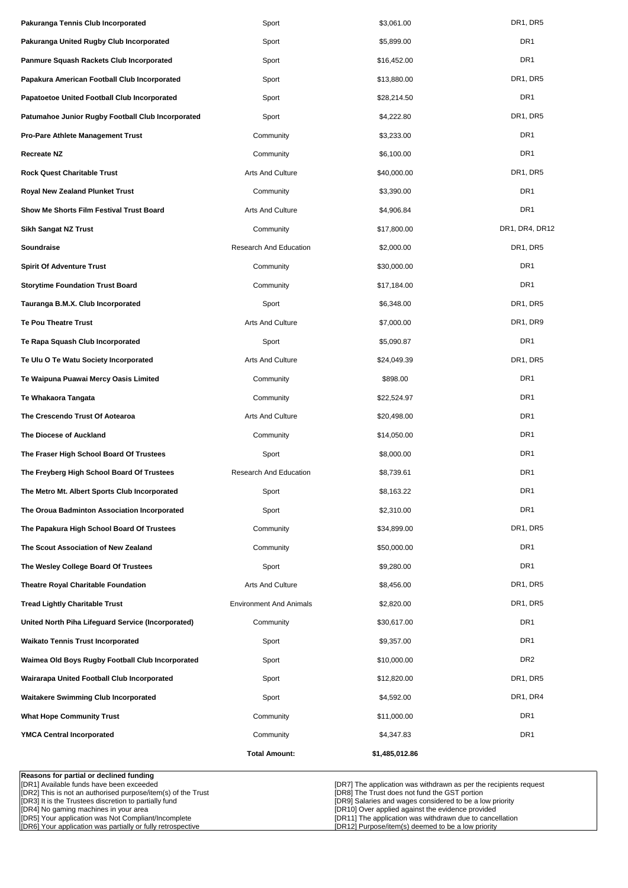| | | | |
|---|---|---|---|
| **Pakuranga Tennis Club Incorporated** | Sport | $3,061.00 | DR1, DR5 |
| **Pakuranga United Rugby Club Incorporated** | Sport | $5,899.00 | DR1 |
| **Panmure Squash Rackets Club Incorporated** | Sport | $16,452.00 | DR1 |
| **Papakura American Football Club Incorporated** | Sport | $13,880.00 | DR1, DR5 |
| **Papatoetoe United Football Club Incorporated** | Sport | $28,214.50 | DR1 |
| **Patumahoe Junior Rugby Football Club Incorporated** | Sport | $4,222.80 | DR1, DR5 |
| **Pro-Pare Athlete Management Trust** | Community | $3,233.00 | DR1 |
| **Recreate NZ** | Community | $6,100.00 | DR1 |
| **Rock Quest Charitable Trust** | Arts And Culture | $40,000.00 | DR1, DR5 |
| **Royal New Zealand Plunket Trust** | Community | $3,390.00 | DR1 |
| **Show Me Shorts Film Festival Trust Board** | Arts And Culture | $4,906.84 | DR1 |
| **Sikh Sangat NZ Trust** | Community | $17,800.00 | DR1, DR4, DR12 |
| **Soundraise** | Research And Education | $2,000.00 | DR1, DR5 |
| **Spirit Of Adventure Trust** | Community | $30,000.00 | DR1 |
| **Storytime Foundation Trust Board** | Community | $17,184.00 | DR1 |
| **Tauranga B.M.X. Club Incorporated** | Sport | $6,348.00 | DR1, DR5 |
| **Te Pou Theatre Trust** | Arts And Culture | $7,000.00 | DR1, DR9 |
| **Te Rapa Squash Club Incorporated** | Sport | $5,090.87 | DR1 |
| **Te Ulu O Te Watu Society Incorporated** | Arts And Culture | $24,049.39 | DR1, DR5 |
| **Te Waipuna Puawai Mercy Oasis Limited** | Community | $898.00 | DR1 |
| **Te Whakaora Tangata** | Community | $22,524.97 | DR1 |
| **The Crescendo Trust Of Aotearoa** | Arts And Culture | $20,498.00 | DR1 |
| **The Diocese of Auckland** | Community | $14,050.00 | DR1 |
| **The Fraser High School Board Of Trustees** | Sport | $8,000.00 | DR1 |
| **The Freyberg High School Board Of Trustees** | Research And Education | $8,739.61 | DR1 |
| **The Metro Mt. Albert Sports Club Incorporated** | Sport | $8,163.22 | DR1 |
| **The Oroua Badminton Association Incorporated** | Sport | $2,310.00 | DR1 |
| **The Papakura High School Board Of Trustees** | Community | $34,899.00 | DR1, DR5 |
| **The Scout Association of New Zealand** | Community | $50,000.00 | DR1 |
| **The Wesley College Board Of Trustees** | Sport | $9,280.00 | DR1 |
| **Theatre Royal Charitable Foundation** | Arts And Culture | $8,456.00 | DR1, DR5 |
| **Tread Lightly Charitable Trust** | Environment And Animals | $2,820.00 | DR1, DR5 |
| **United North Piha Lifeguard Service (Incorporated)** | Community | $30,617.00 | DR1 |
| **Waikato Tennis Trust Incorporated** | Sport | $9,357.00 | DR1 |
| **Waimea Old Boys Rugby Football Club Incorporated** | Sport | $10,000.00 | DR2 |
| **Wairarapa United Football Club Incorporated** | Sport | $12,820.00 | DR1, DR5 |
| **Waitakere Swimming Club Incorporated** | Sport | $4,592.00 | DR1, DR4 |
| **What Hope Community Trust** | Community | $11,000.00 | DR1 |
| **YMCA Central Incorporated** | Community | $4,347.83 | DR1 |
| | **Total Amount:** | **$1,485,012.86** | |

**Reasons for partial or declined funding**

[DR1] Available funds have been exceeded
[DR2] This is not an authorised purpose/item(s) of the Trust
[DR3] It is the Trustees discretion to partially fund
[DR4] No gaming machines in your area
[DR5] Your application was Not Compliant/Incomplete
[DR6] Your application was partially or fully retrospective
[DR7] The application was withdrawn as per the recipients request
[DR8] The Trust does not fund the GST portion
[DR9] Salaries and wages considered to be a low priority
[DR10] Over applied against the evidence provided
[DR11] The application was withdrawn due to cancellation
[DR12] Purpose/item(s) deemed to be a low priority